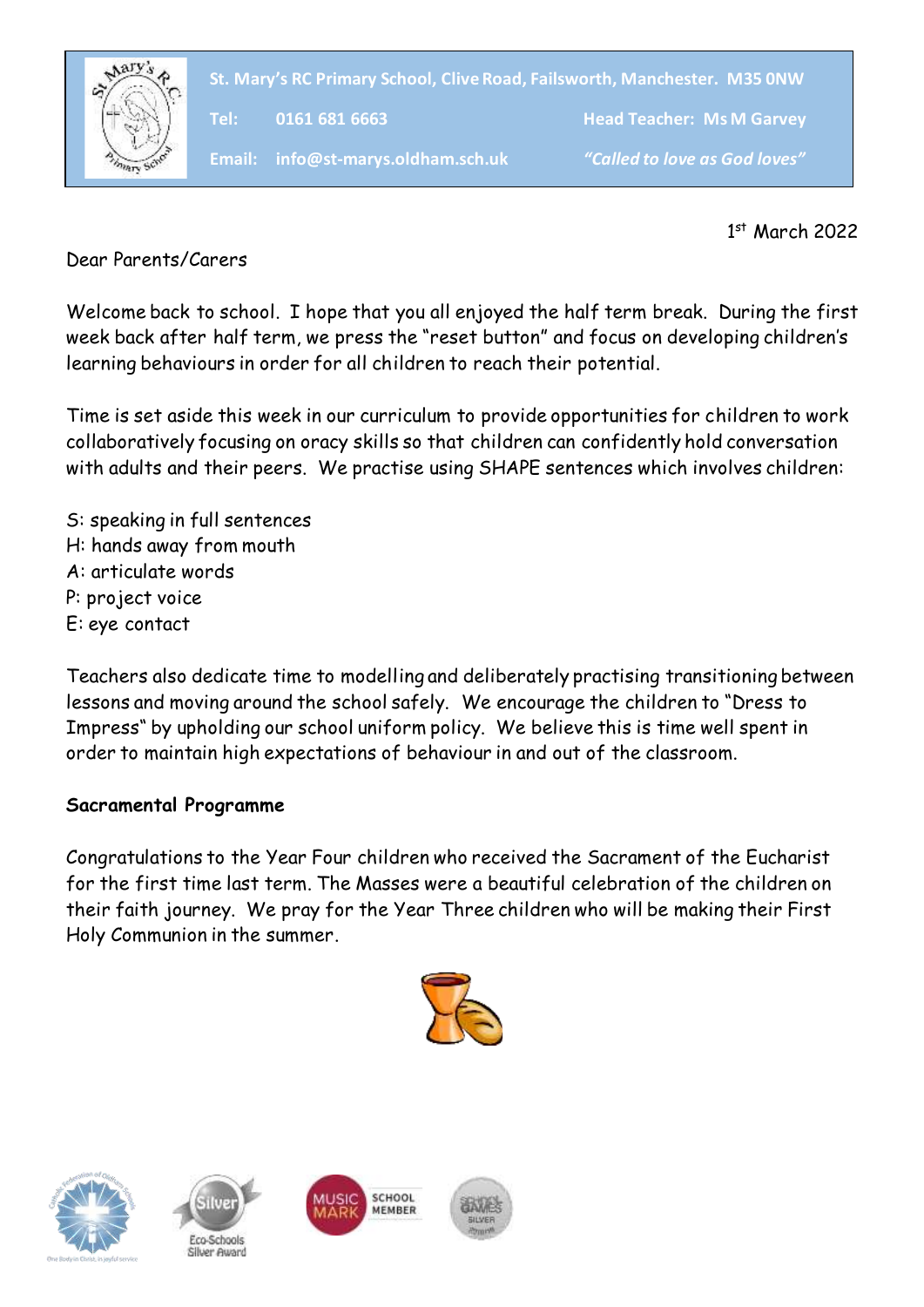St. Mary's RC Primary School, Clive Road, Failsworth, Manchester. M35 0NW

Tel: 0161 681 6663 | Head Teacher: Ms M Garvey

Email: info@st-marys.oldham.sch.uk | *"Called to love as God loves"*

1st March 2022

Dear Parents/Carers

Welcome back to school. I hope that you all enjoyed the half term break. During the first week back after half term, we press the "reset button" and focus on developing children's learning behaviours in order for all children to reach their potential.

Time is set aside this week in our curriculum to provide opportunities for children to work collaboratively focusing on oracy skills so that children can confidently hold conversation with adults and their peers. We practise using SHAPE sentences which involves children:

S: speaking in full sentences
H: hands away from mouth
A: articulate words
P: project voice
E: eye contact

Teachers also dedicate time to modelling and deliberately practising transitioning between lessons and moving around the school safely. We encourage the children to "Dress to Impress" by upholding our school uniform policy. We believe this is time well spent in order to maintain high expectations of behaviour in and out of the classroom.

**Sacramental Programme**

Congratulations to the Year Four children who received the Sacrament of the Eucharist for the first time last term. The Masses were a beautiful celebration of the children on their faith journey. We pray for the Year Three children who will be making their First Holy Communion in the summer.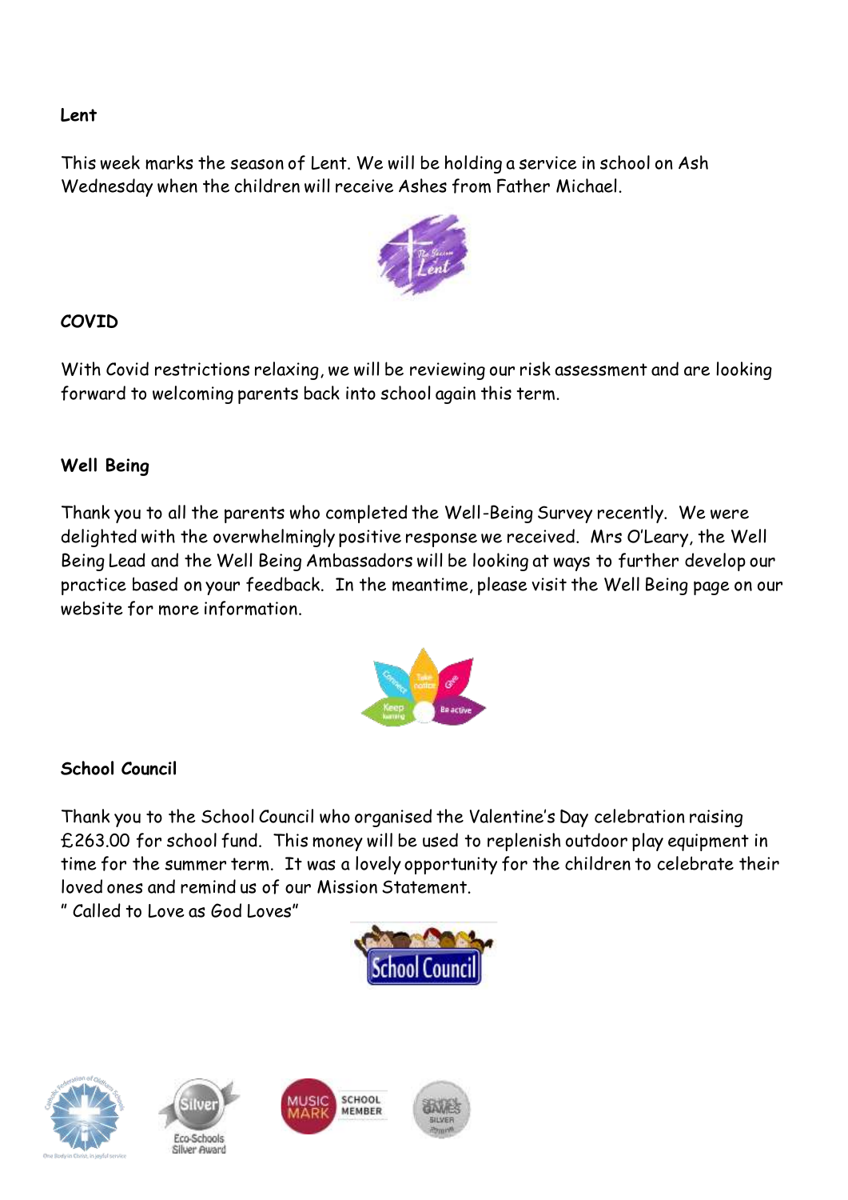## Lent

This week marks the season of Lent. We will be holding a service in school on Ash Wednesday when the children will receive Ashes from Father Michael.

## COVID

With Covid restrictions relaxing, we will be reviewing our risk assessment and are looking forward to welcoming parents back into school again this term.

## Well Being

Thank you to all the parents who completed the Well-Being Survey recently. We were delighted with the overwhelmingly positive response we received. Mrs O'Leary, the Well Being Lead and the Well Being Ambassadors will be looking at ways to further develop our practice based on your feedback. In the meantime, please visit the Well Being page on our website for more information.

## School Council

Thank you to the School Council who organised the Valentine's Day celebration raising £263.00 for school fund. This money will be used to replenish outdoor play equipment in time for the summer term. It was a lovely opportunity for the children to celebrate their loved ones and remind us of our Mission Statement.

" Called to Love as God Loves"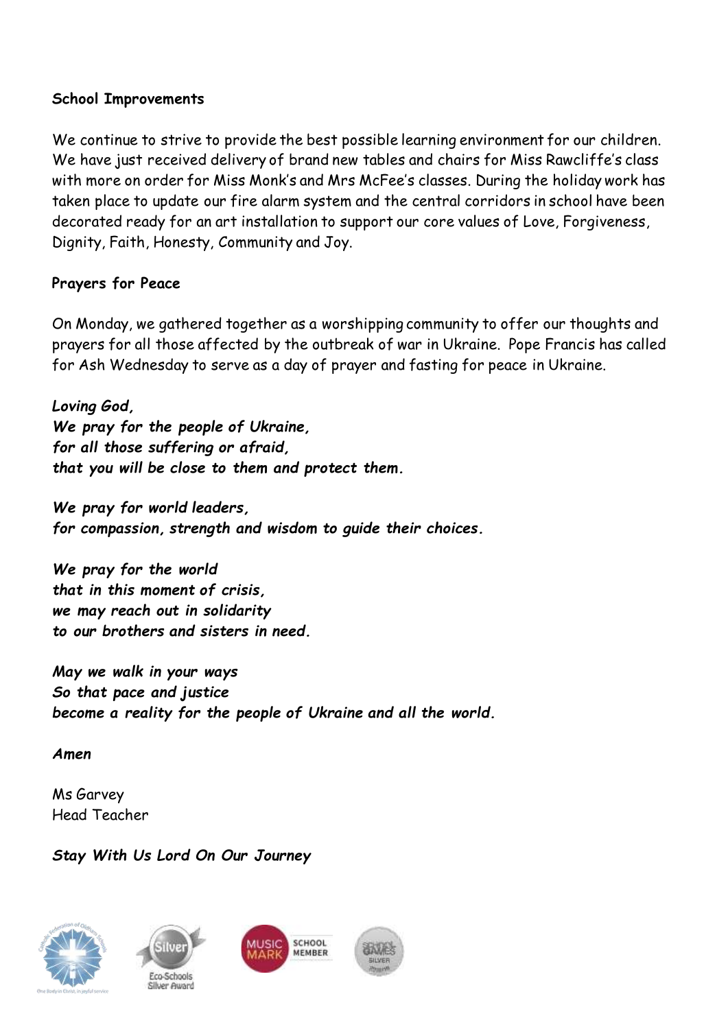**School Improvements**

We continue to strive to provide the best possible learning environment for our children. We have just received delivery of brand new tables and chairs for Miss Rawcliffe's class with more on order for Miss Monk's and Mrs McFee's classes. During the holiday work has taken place to update our fire alarm system and the central corridors in school have been decorated ready for an art installation to support our core values of Love, Forgiveness, Dignity, Faith, Honesty, Community and Joy.

**Prayers for Peace**

On Monday, we gathered together as a worshipping community to offer our thoughts and prayers for all those affected by the outbreak of war in Ukraine. Pope Francis has called for Ash Wednesday to serve as a day of prayer and fasting for peace in Ukraine.

***Loving God,***
***We pray for the people of Ukraine,***
***for all those suffering or afraid,***
***that you will be close to them and protect them.***

***We pray for world leaders,***
***for compassion, strength and wisdom to guide their choices.***

***We pray for the world***
***that in this moment of crisis,***
***we may reach out in solidarity***
***to our brothers and sisters in need.***

***May we walk in your ways***
***So that pace and justice***
***become a reality for the people of Ukraine and all the world.***

***Amen***

Ms Garvey
Head Teacher

***Stay With Us Lord On Our Journey***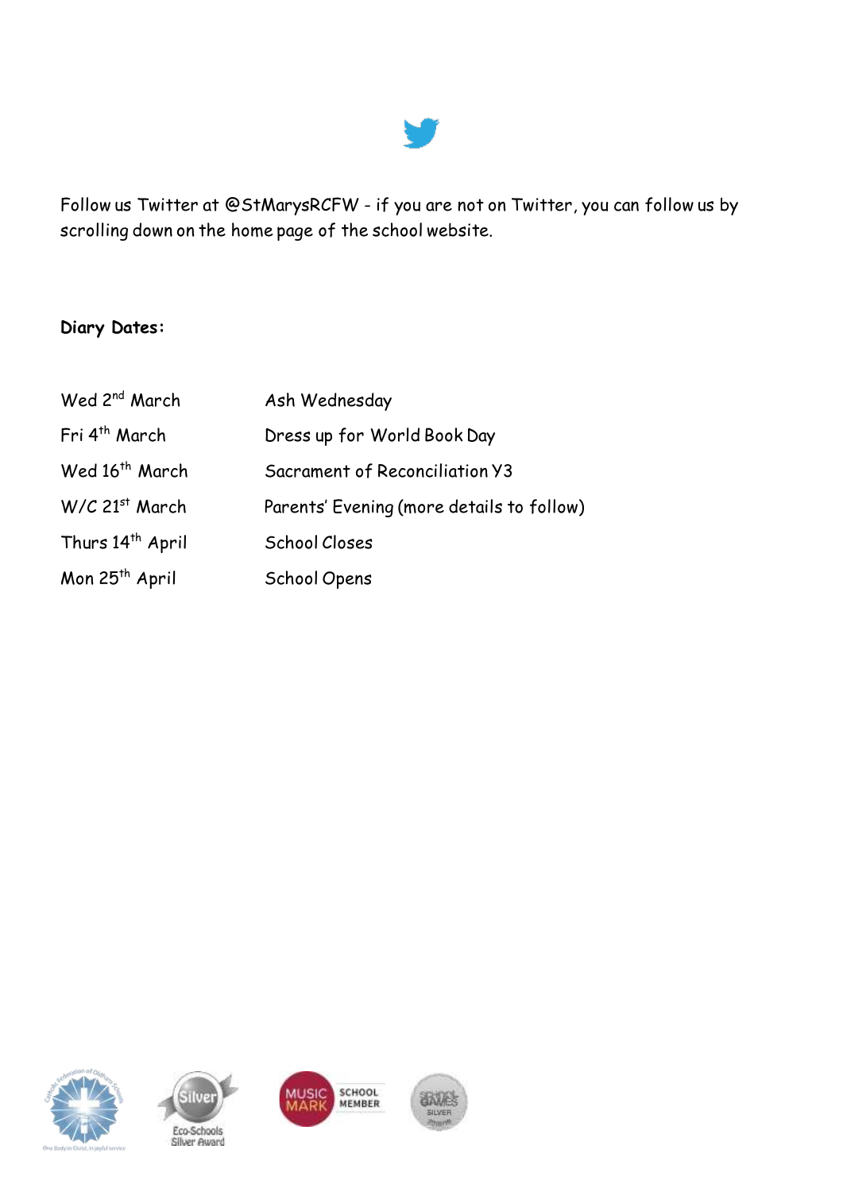Follow us Twitter at @StMarysRCFW - if you are not on Twitter, you can follow us by scrolling down on the home page of the school website.

**Diary Dates:**

| | |
|---|---|
| Wed 2nd March | Ash Wednesday |
| Fri 4th March | Dress up for World Book Day |
| Wed 16th March | Sacrament of Reconciliation Y3 |
| W/C 21st March | Parents' Evening (more details to follow) |
| Thurs 14th April | School Closes |
| Mon 25th April | School Opens |